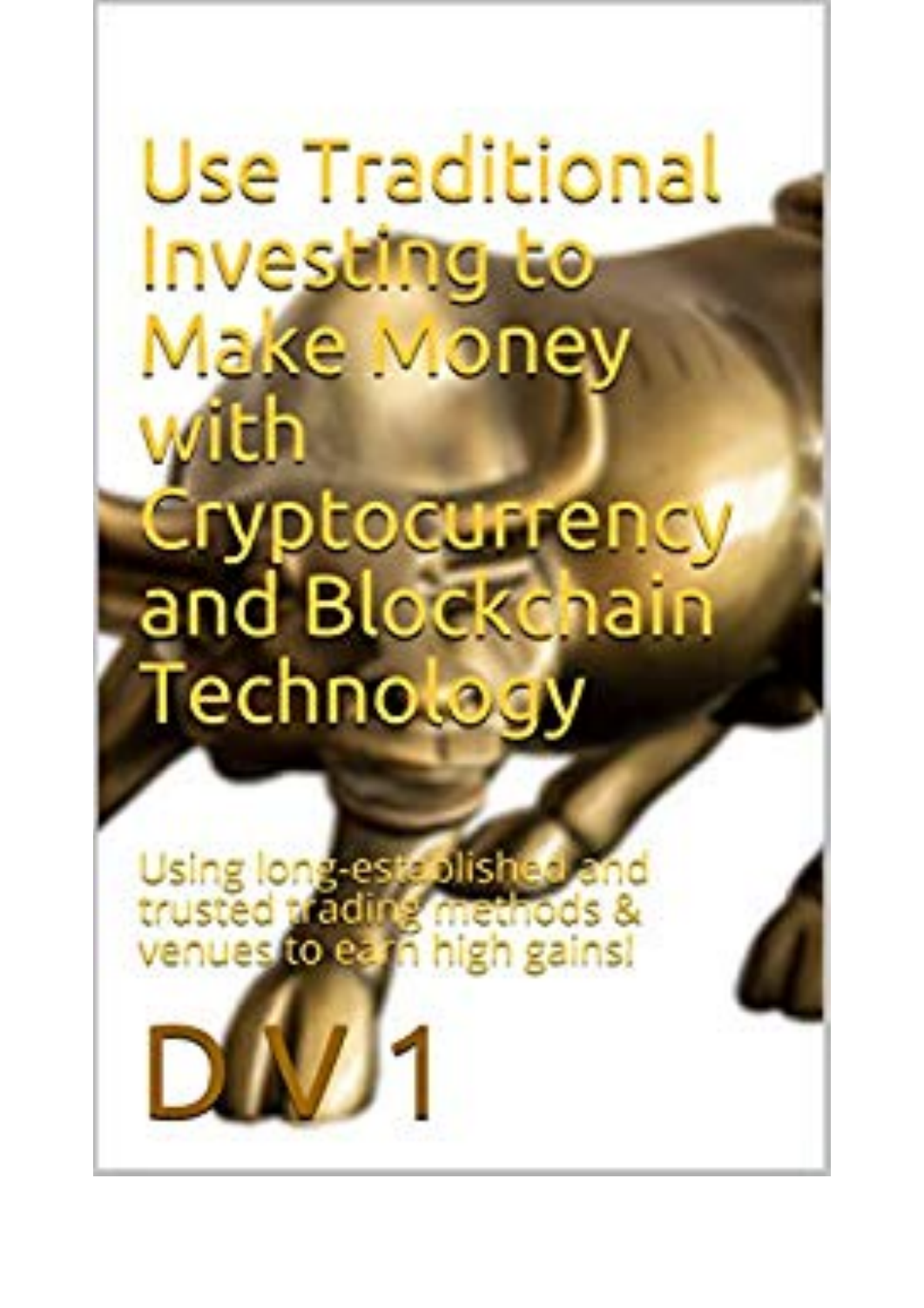# Use Traditional Investing to Make Money with Cryptocurrency and Blockchain Technology

Using long-established and trusted trading methods & venues to earn high gains!

D V 1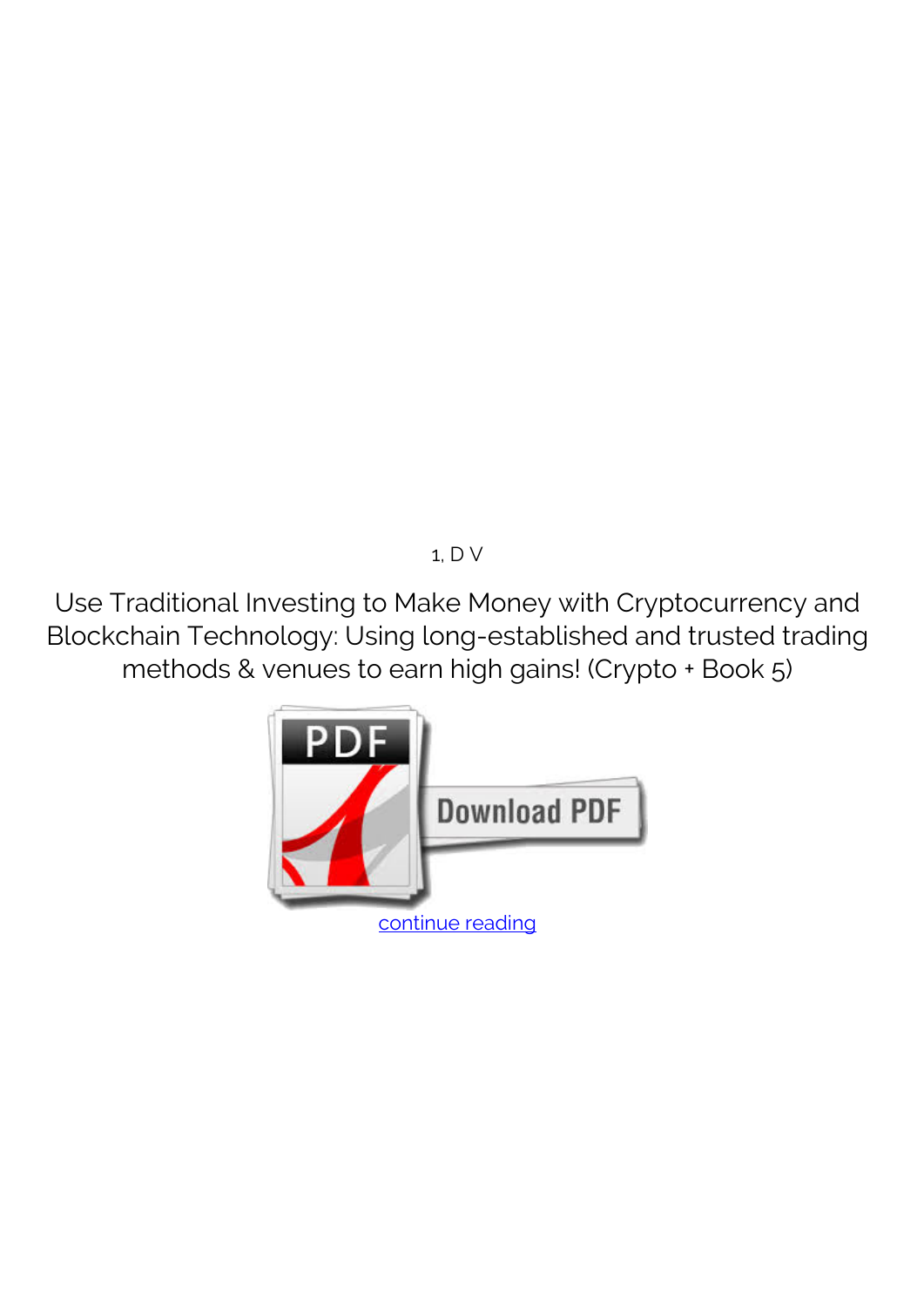1, D V

Use Traditional Investing to Make Money with Cryptocurrency and Blockchain Technology: Using long-established and trusted trading methods & venues to earn high gains! (Crypto + Book 5)

continue reading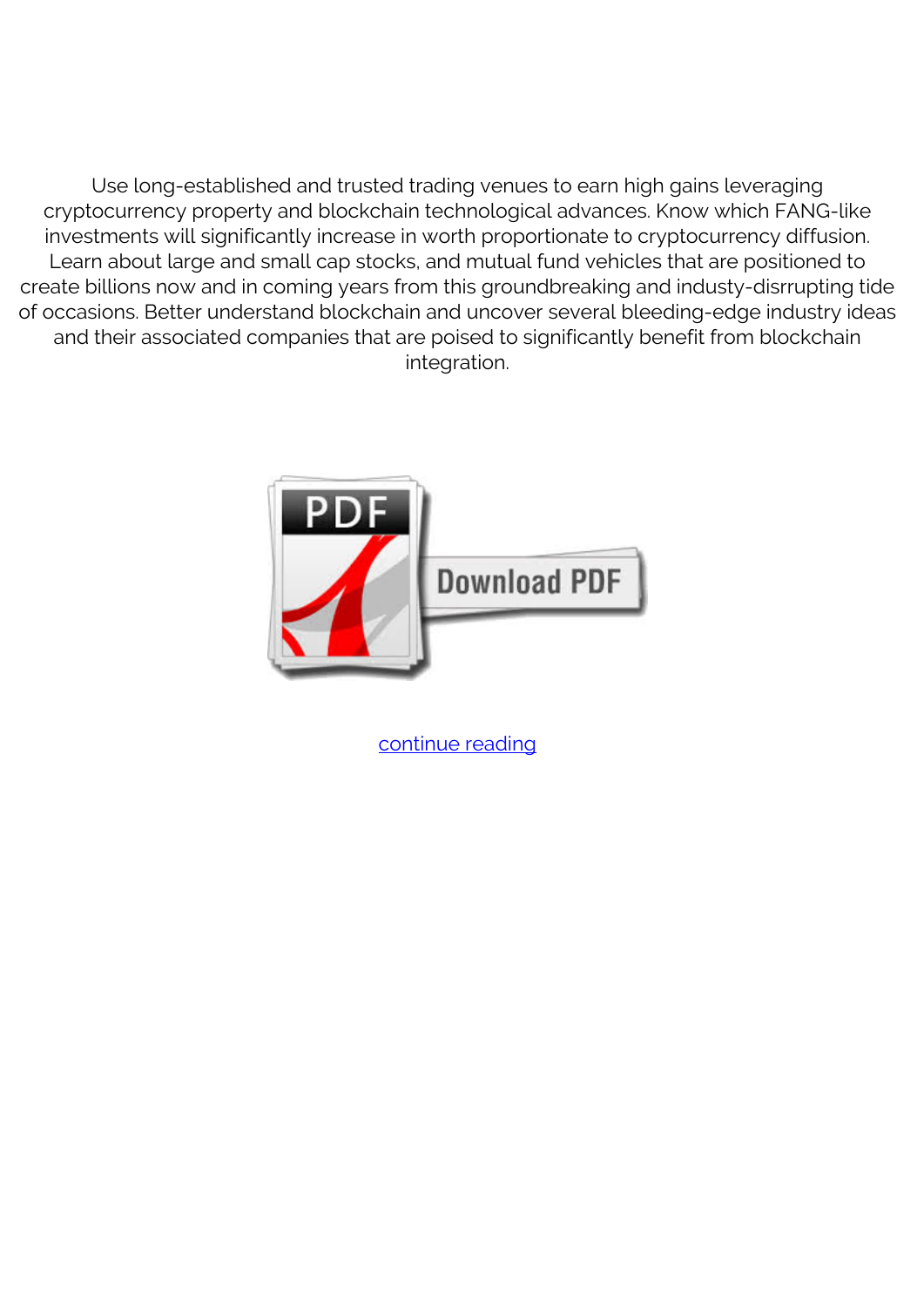Use long-established and trusted trading venues to earn high gains leveraging cryptocurrency property and blockchain technological advances. Know which FANG-like investments will significantly increase in worth proportionate to cryptocurrency diffusion. Learn about large and small cap stocks, and mutual fund vehicles that are positioned to create billions now and in coming years from this groundbreaking and industy-disrrupting tide of occasions. Better understand blockchain and uncover several bleeding-edge industry ideas and their associated companies that are poised to significantly benefit from blockchain integration.

continue reading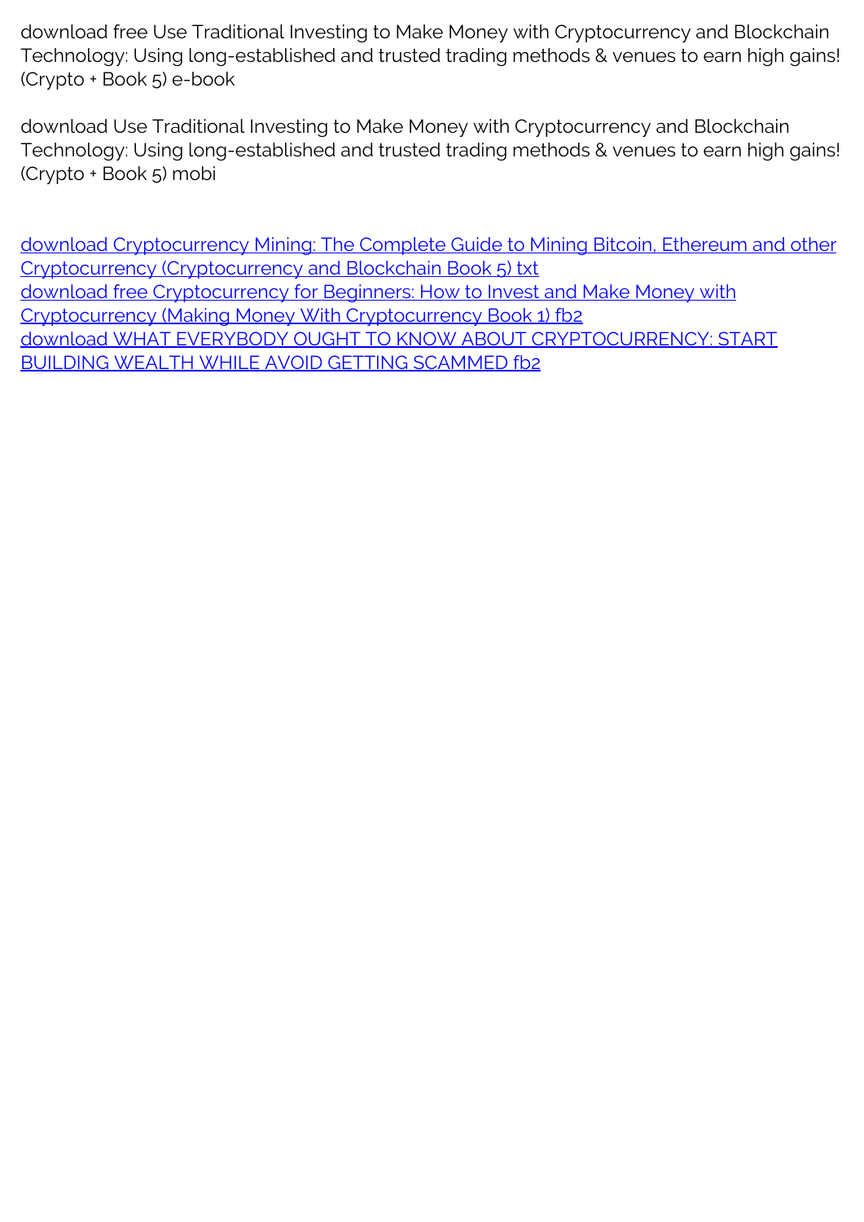download free Use Traditional Investing to Make Money with Cryptocurrency and Blockchain Technology: Using long-established and trusted trading methods & venues to earn high gains! (Crypto + Book 5) e-book

download Use Traditional Investing to Make Money with Cryptocurrency and Blockchain Technology: Using long-established and trusted trading methods & venues to earn high gains! (Crypto + Book 5) mobi

download Cryptocurrency Mining: The Complete Guide to Mining Bitcoin, Ethereum and other Cryptocurrency (Cryptocurrency and Blockchain Book 5) txt
download free Cryptocurrency for Beginners: How to Invest and Make Money with Cryptocurrency (Making Money With Cryptocurrency Book 1) fb2
download WHAT EVERYBODY OUGHT TO KNOW ABOUT CRYPTOCURRENCY: START BUILDING WEALTH WHILE AVOID GETTING SCAMMED fb2